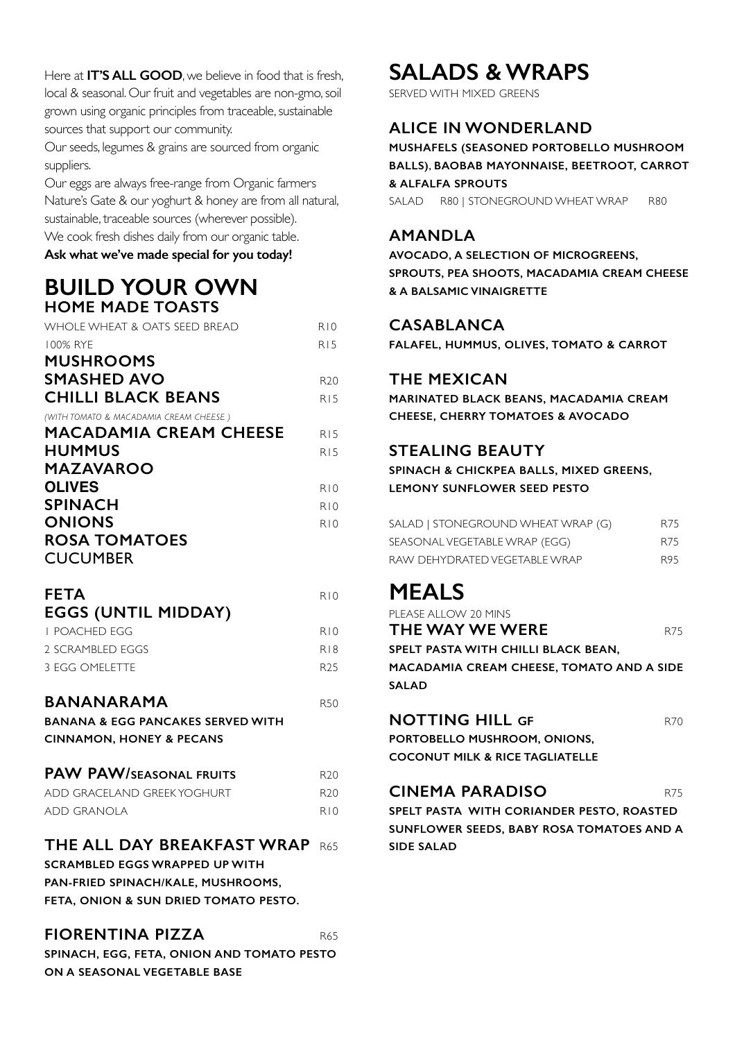Here at **IT'S ALL GOOD**, we believe in food that is fresh, local & seasonal. Our fruit and vegetables are non-gmo, soil grown using organic principles from traceable, sustainable sources that support our community.
Our seeds, legumes & grains are sourced from organic suppliers.
Our eggs are always free-range from Organic farmers Nature's Gate & our yoghurt & honey are from all natural, sustainable, traceable sources (wherever possible).
We cook fresh dishes daily from our organic table.
**Ask what we've made special for you today!**

# BUILD YOUR OWN

## HOME MADE TOASTS

WHOLE WHEAT & OATS SEED BREAD R10
100% RYE R15

**MUSHROOMS**
**SMASHED AVO** R20
**CHILLI BLACK BEANS** R15
*(WITH TOMATO & MACADAMIA CREAM CHEESE )*
**MACADAMIA CREAM CHEESE** R15
**HUMMUS** R15
**MAZAVAROO**
**OLIVES** R10
**SPINACH** R10
**ONIONS** R10
**ROSA TOMATOES**
CUCUMBER

**FETA** R10

## EGGS (UNTIL MIDDAY)

1 POACHED EGG R10
2 SCRAMBLED EGGS R18
3 EGG OMELETTE R25

## BANANARAMA R50

**BANANA & EGG PANCAKES SERVED WITH CINNAMON, HONEY & PECANS**

## PAW PAW/SEASONAL FRUITS R20

ADD GRACELAND GREEK YOGHURT R20
ADD GRANOLA R10

## THE ALL DAY BREAKFAST WRAP R65

**SCRAMBLED EGGS WRAPPED UP WITH PAN-FRIED SPINACH/KALE, MUSHROOMS, FETA, ONION & SUN DRIED TOMATO PESTO.**

## FIORENTINA PIZZA R65

**SPINACH, EGG, FETA, ONION AND TOMATO PESTO ON A SEASONAL VEGETABLE BASE**

# SALADS & WRAPS

SERVED WITH MIXED GREENS

## ALICE IN WONDERLAND

**MUSHAFELS (SEASONED PORTOBELLO MUSHROOM BALLS), BAOBAB MAYONNAISE, BEETROOT, CARROT & ALFALFA SPROUTS**

SALAD R80 | STONEGROUND WHEAT WRAP R80

## AMANDLA

**AVOCADO, A SELECTION OF MICROGREENS, SPROUTS, PEA SHOOTS, MACADAMIA CREAM CHEESE & A BALSAMIC VINAIGRETTE**

## CASABLANCA

**FALAFEL, HUMMUS, OLIVES, TOMATO & CARROT**

## THE MEXICAN

**MARINATED BLACK BEANS, MACADAMIA CREAM CHEESE, CHERRY TOMATOES & AVOCADO**

## STEALING BEAUTY

**SPINACH & CHICKPEA BALLS, MIXED GREENS, LEMONY SUNFLOWER SEED PESTO**

SALAD | STONEGROUND WHEAT WRAP (G) R75
SEASONAL VEGETABLE WRAP (EGG) R75
RAW DEHYDRATED VEGETABLE WRAP R95

# MEALS

PLEASE ALLOW 20 MINS

## THE WAY WE WERE R75

**SPELT PASTA WITH CHILLI BLACK BEAN, MACADAMIA CREAM CHEESE, TOMATO AND A SIDE SALAD**

## NOTTING HILL GF R70

**PORTOBELLO MUSHROOM, ONIONS, COCONUT MILK & RICE TAGLIATELLE**

## CINEMA PARADISO R75

**SPELT PASTA WITH CORIANDER PESTO, ROASTED SUNFLOWER SEEDS, BABY ROSA TOMATOES AND A SIDE SALAD**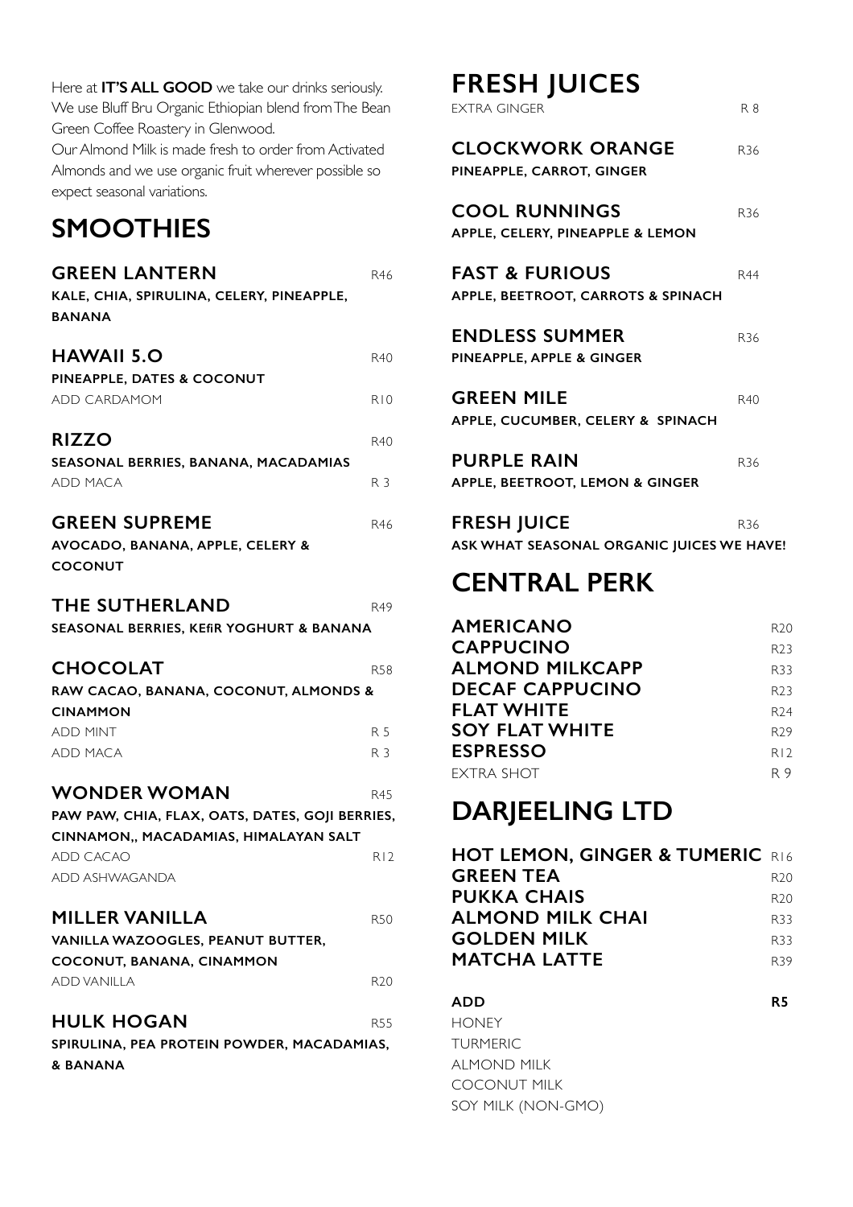Here at **IT'S ALL GOOD** we take our drinks seriously. We use Bluff Bru Organic Ethiopian blend from The Bean Green Coffee Roastery in Glenwood.
Our Almond Milk is made fresh to order from Activated Almonds and we use organic fruit wherever possible so expect seasonal variations.

# SMOOTHIES

### GREEN LANTERN — R46
**KALE, CHIA, SPIRULINA, CELERY, PINEAPPLE, BANANA**

### HAWAII 5.O — R40
**PINEAPPLE, DATES & COCONUT**
ADD CARDAMOM — R10

### RIZZO — R40
**SEASONAL BERRIES, BANANA, MACADAMIAS**
ADD MACA — R 3

### GREEN SUPREME — R46
**AVOCADO, BANANA, APPLE, CELERY & COCONUT**

### THE SUTHERLAND — R49
**SEASONAL BERRIES, KEfiR YOGHURT & BANANA**

### CHOCOLAT — R58
**RAW CACAO, BANANA, COCONUT, ALMONDS & CINAMMON**
ADD MINT — R 5
ADD MACA — R 3

### WONDER WOMAN — R45
**PAW PAW, CHIA, FLAX, OATS, DATES, GOJI BERRIES, CINNAMON,, MACADAMIAS, HIMALAYAN SALT**
ADD CACAO — R12
ADD ASHWAGANDA

### MILLER VANILLA — R50
**VANILLA WAZOOGLES, PEANUT BUTTER, COCONUT, BANANA, CINAMMON**
ADD VANILLA — R20

### HULK HOGAN — R55
**SPIRULINA, PEA PROTEIN POWDER, MACADAMIAS, & BANANA**

# FRESH JUICES

EXTRA GINGER — R 8

### CLOCKWORK ORANGE — R36
**PINEAPPLE, CARROT, GINGER**

### COOL RUNNINGS — R36
**APPLE, CELERY, PINEAPPLE & LEMON**

### FAST & FURIOUS — R44
**APPLE, BEETROOT, CARROTS & SPINACH**

### ENDLESS SUMMER — R36
**PINEAPPLE, APPLE & GINGER**

### GREEN MILE — R40
**APPLE, CUCUMBER, CELERY & SPINACH**

### PURPLE RAIN — R36
**APPLE, BEETROOT, LEMON & GINGER**

### FRESH JUICE — R36
**ASK WHAT SEASONAL ORGANIC JUICES WE HAVE!**

# CENTRAL PERK

| | |
|---|---|
| **AMERICANO** | R20 |
| **CAPPUCINO** | R23 |
| **ALMOND MILKCAPP** | R33 |
| **DECAF CAPPUCINO** | R23 |
| **FLAT WHITE** | R24 |
| **SOY FLAT WHITE** | R29 |
| **ESPRESSO** | R12 |
| EXTRA SHOT | R 9 |

# DARJEELING LTD

| | |
|---|---|
| **HOT LEMON, GINGER & TUMERIC** | R16 |
| **GREEN TEA** | R20 |
| **PUKKA CHAIS** | R20 |
| **ALMOND MILK CHAI** | R33 |
| **GOLDEN MILK** | R33 |
| **MATCHA LATTE** | R39 |

**ADD** — **R5**
HONEY
TURMERIC
ALMOND MILK
COCONUT MILK
SOY MILK (NON-GMO)